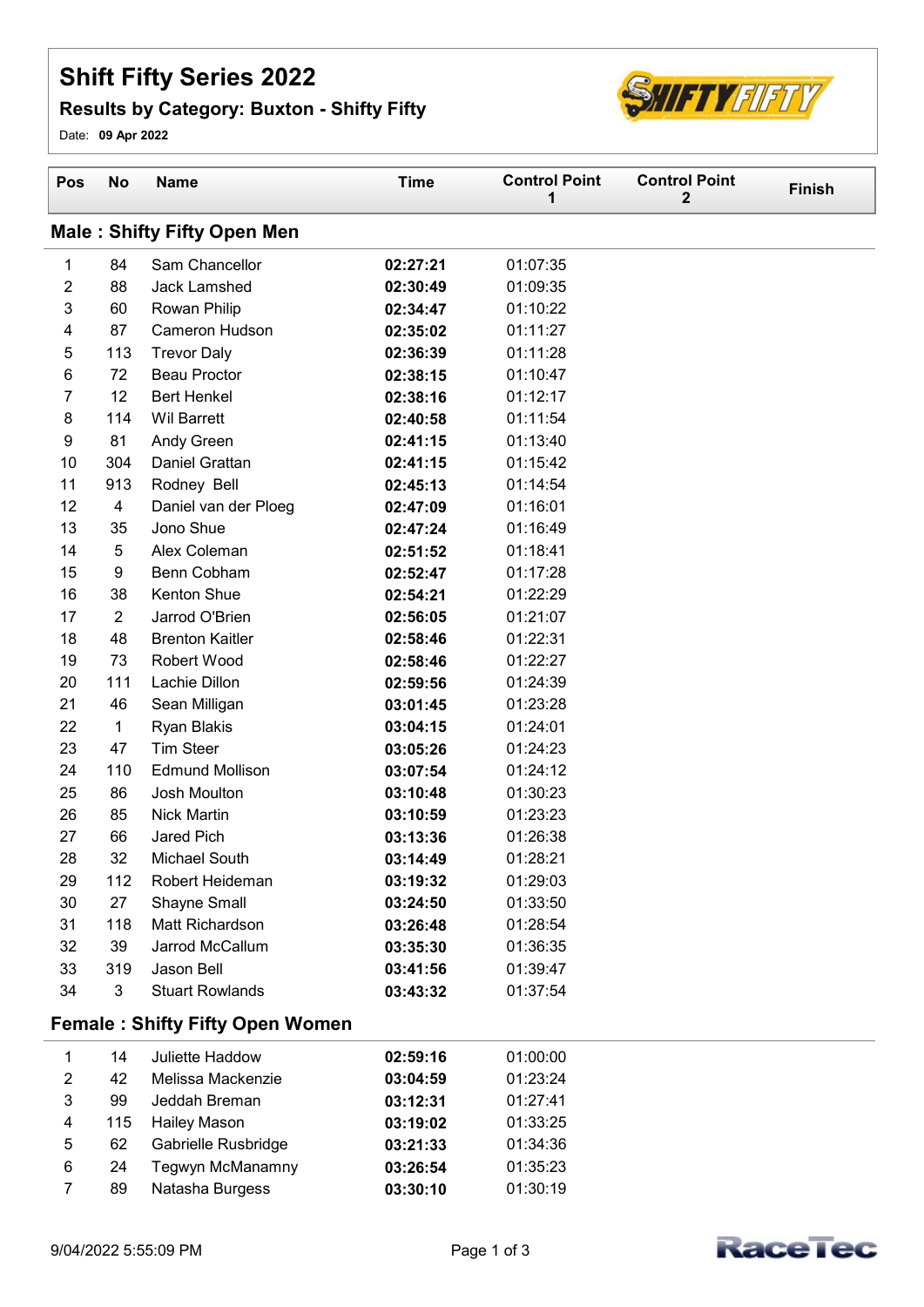# Shift Fifty Series 2022

## Results by Category: Buxton - Shifty Fifty

Date: **09 Apr 2022**

| Pos | No | Name | Time | Control Point 1 | Control Point 2 | Finish |
|---|---|---|---|---|---|---|
| **Male : Shifty Fifty Open Men** | | | | | | |
| 1 | 84 | Sam Chancellor | **02:27:21** | 01:07:35 | | |
| 2 | 88 | Jack Lamshed | **02:30:49** | 01:09:35 | | |
| 3 | 60 | Rowan Philip | **02:34:47** | 01:10:22 | | |
| 4 | 87 | Cameron Hudson | **02:35:02** | 01:11:27 | | |
| 5 | 113 | Trevor Daly | **02:36:39** | 01:11:28 | | |
| 6 | 72 | Beau Proctor | **02:38:15** | 01:10:47 | | |
| 7 | 12 | Bert Henkel | **02:38:16** | 01:12:17 | | |
| 8 | 114 | Wil Barrett | **02:40:58** | 01:11:54 | | |
| 9 | 81 | Andy Green | **02:41:15** | 01:13:40 | | |
| 10 | 304 | Daniel Grattan | **02:41:15** | 01:15:42 | | |
| 11 | 913 | Rodney Bell | **02:45:13** | 01:14:54 | | |
| 12 | 4 | Daniel van der Ploeg | **02:47:09** | 01:16:01 | | |
| 13 | 35 | Jono Shue | **02:47:24** | 01:16:49 | | |
| 14 | 5 | Alex Coleman | **02:51:52** | 01:18:41 | | |
| 15 | 9 | Benn Cobham | **02:52:47** | 01:17:28 | | |
| 16 | 38 | Kenton Shue | **02:54:21** | 01:22:29 | | |
| 17 | 2 | Jarrod O'Brien | **02:56:05** | 01:21:07 | | |
| 18 | 48 | Brenton Kaitler | **02:58:46** | 01:22:31 | | |
| 19 | 73 | Robert Wood | **02:58:46** | 01:22:27 | | |
| 20 | 111 | Lachie Dillon | **02:59:56** | 01:24:39 | | |
| 21 | 46 | Sean Milligan | **03:01:45** | 01:23:28 | | |
| 22 | 1 | Ryan Blakis | **03:04:15** | 01:24:01 | | |
| 23 | 47 | Tim Steer | **03:05:26** | 01:24:23 | | |
| 24 | 110 | Edmund Mollison | **03:07:54** | 01:24:12 | | |
| 25 | 86 | Josh Moulton | **03:10:48** | 01:30:23 | | |
| 26 | 85 | Nick Martin | **03:10:59** | 01:23:23 | | |
| 27 | 66 | Jared Pich | **03:13:36** | 01:26:38 | | |
| 28 | 32 | Michael South | **03:14:49** | 01:28:21 | | |
| 29 | 112 | Robert Heideman | **03:19:32** | 01:29:03 | | |
| 30 | 27 | Shayne Small | **03:24:50** | 01:33:50 | | |
| 31 | 118 | Matt Richardson | **03:26:48** | 01:28:54 | | |
| 32 | 39 | Jarrod McCallum | **03:35:30** | 01:36:35 | | |
| 33 | 319 | Jason Bell | **03:41:56** | 01:39:47 | | |
| 34 | 3 | Stuart Rowlands | **03:43:32** | 01:37:54 | | |
| **Female : Shifty Fifty Open Women** | | | | | | |
| 1 | 14 | Juliette Haddow | **02:59:16** | 01:00:00 | | |
| 2 | 42 | Melissa Mackenzie | **03:04:59** | 01:23:24 | | |
| 3 | 99 | Jeddah Breman | **03:12:31** | 01:27:41 | | |
| 4 | 115 | Hailey Mason | **03:19:02** | 01:33:25 | | |
| 5 | 62 | Gabrielle Rusbridge | **03:21:33** | 01:34:36 | | |
| 6 | 24 | Tegwyn McManamny | **03:26:54** | 01:35:23 | | |
| 7 | 89 | Natasha Burgess | **03:30:10** | 01:30:19 | | |

9/04/2022 5:55:09 PM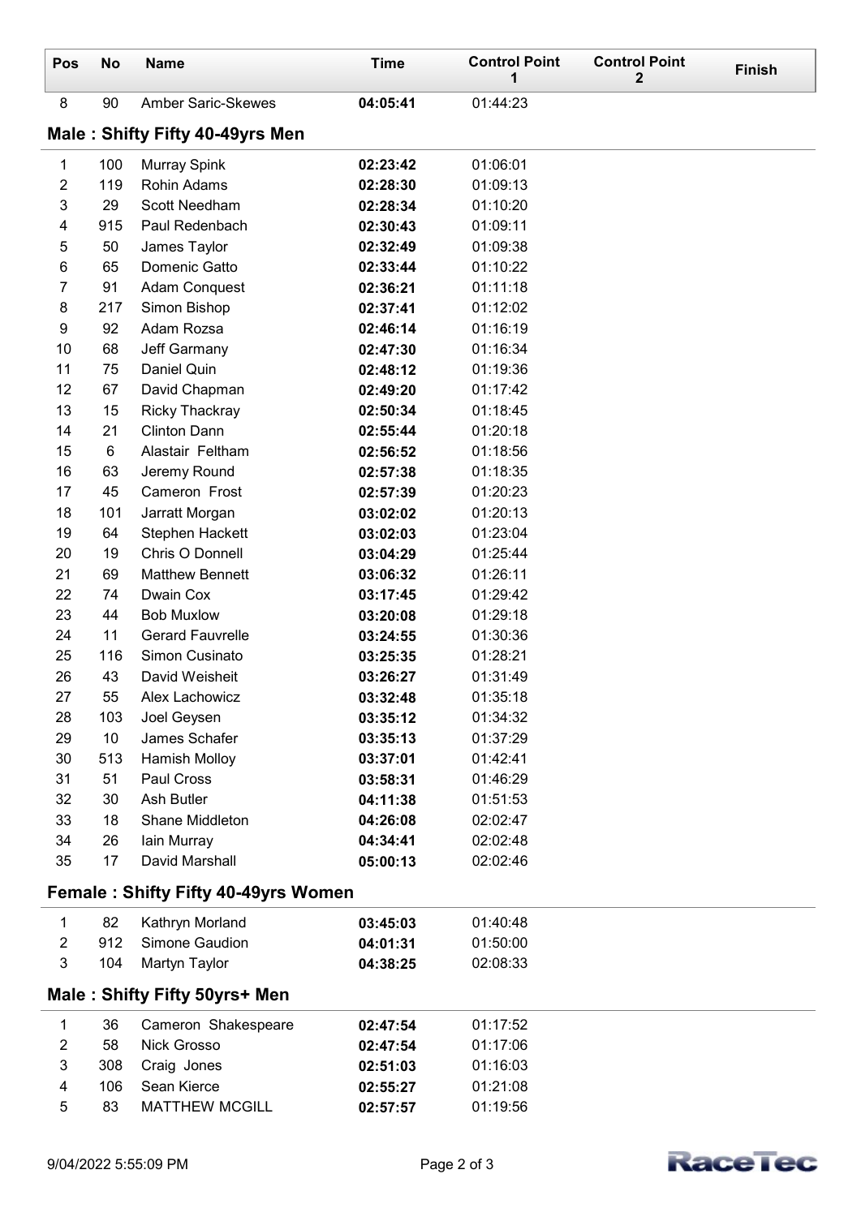| Pos | No | Name | Time | Control Point 1 | Control Point 2 | Finish |
|---|---|---|---|---|---|---|
| 8 | 90 | Amber Saric-Skewes | **04:05:41** | 01:44:23 | | |

## Male : Shifty Fifty 40-49yrs Men

| Pos | No | Name | Time | Control Point 1 | Control Point 2 | Finish |
|---|---|---|---|---|---|---|
| 1 | 100 | Murray Spink | **02:23:42** | 01:06:01 | | |
| 2 | 119 | Rohin Adams | **02:28:30** | 01:09:13 | | |
| 3 | 29 | Scott Needham | **02:28:34** | 01:10:20 | | |
| 4 | 915 | Paul Redenbach | **02:30:43** | 01:09:11 | | |
| 5 | 50 | James Taylor | **02:32:49** | 01:09:38 | | |
| 6 | 65 | Domenic Gatto | **02:33:44** | 01:10:22 | | |
| 7 | 91 | Adam Conquest | **02:36:21** | 01:11:18 | | |
| 8 | 217 | Simon Bishop | **02:37:41** | 01:12:02 | | |
| 9 | 92 | Adam Rozsa | **02:46:14** | 01:16:19 | | |
| 10 | 68 | Jeff Garmany | **02:47:30** | 01:16:34 | | |
| 11 | 75 | Daniel Quin | **02:48:12** | 01:19:36 | | |
| 12 | 67 | David Chapman | **02:49:20** | 01:17:42 | | |
| 13 | 15 | Ricky Thackray | **02:50:34** | 01:18:45 | | |
| 14 | 21 | Clinton Dann | **02:55:44** | 01:20:18 | | |
| 15 | 6 | Alastair Feltham | **02:56:52** | 01:18:56 | | |
| 16 | 63 | Jeremy Round | **02:57:38** | 01:18:35 | | |
| 17 | 45 | Cameron Frost | **02:57:39** | 01:20:23 | | |
| 18 | 101 | Jarratt Morgan | **03:02:02** | 01:20:13 | | |
| 19 | 64 | Stephen Hackett | **03:02:03** | 01:23:04 | | |
| 20 | 19 | Chris O Donnell | **03:04:29** | 01:25:44 | | |
| 21 | 69 | Matthew Bennett | **03:06:32** | 01:26:11 | | |
| 22 | 74 | Dwain Cox | **03:17:45** | 01:29:42 | | |
| 23 | 44 | Bob Muxlow | **03:20:08** | 01:29:18 | | |
| 24 | 11 | Gerard Fauvrelle | **03:24:55** | 01:30:36 | | |
| 25 | 116 | Simon Cusinato | **03:25:35** | 01:28:21 | | |
| 26 | 43 | David Weisheit | **03:26:27** | 01:31:49 | | |
| 27 | 55 | Alex Lachowicz | **03:32:48** | 01:35:18 | | |
| 28 | 103 | Joel Geysen | **03:35:12** | 01:34:32 | | |
| 29 | 10 | James Schafer | **03:35:13** | 01:37:29 | | |
| 30 | 513 | Hamish Molloy | **03:37:01** | 01:42:41 | | |
| 31 | 51 | Paul Cross | **03:58:31** | 01:46:29 | | |
| 32 | 30 | Ash Butler | **04:11:38** | 01:51:53 | | |
| 33 | 18 | Shane Middleton | **04:26:08** | 02:02:47 | | |
| 34 | 26 | Iain Murray | **04:34:41** | 02:02:48 | | |
| 35 | 17 | David Marshall | **05:00:13** | 02:02:46 | | |

## Female : Shifty Fifty 40-49yrs Women

| Pos | No | Name | Time | Control Point 1 | Control Point 2 | Finish |
|---|---|---|---|---|---|---|
| 1 | 82 | Kathryn Morland | **03:45:03** | 01:40:48 | | |
| 2 | 912 | Simone Gaudion | **04:01:31** | 01:50:00 | | |
| 3 | 104 | Martyn Taylor | **04:38:25** | 02:08:33 | | |

## Male : Shifty Fifty 50yrs+ Men

| Pos | No | Name | Time | Control Point 1 | Control Point 2 | Finish |
|---|---|---|---|---|---|---|
| 1 | 36 | Cameron Shakespeare | **02:47:54** | 01:17:52 | | |
| 2 | 58 | Nick Grosso | **02:47:54** | 01:17:06 | | |
| 3 | 308 | Craig Jones | **02:51:03** | 01:16:03 | | |
| 4 | 106 | Sean Kierce | **02:55:27** | 01:21:08 | | |
| 5 | 83 | MATTHEW MCGILL | **02:57:57** | 01:19:56 | | |

9/04/2022 5:55:09 PM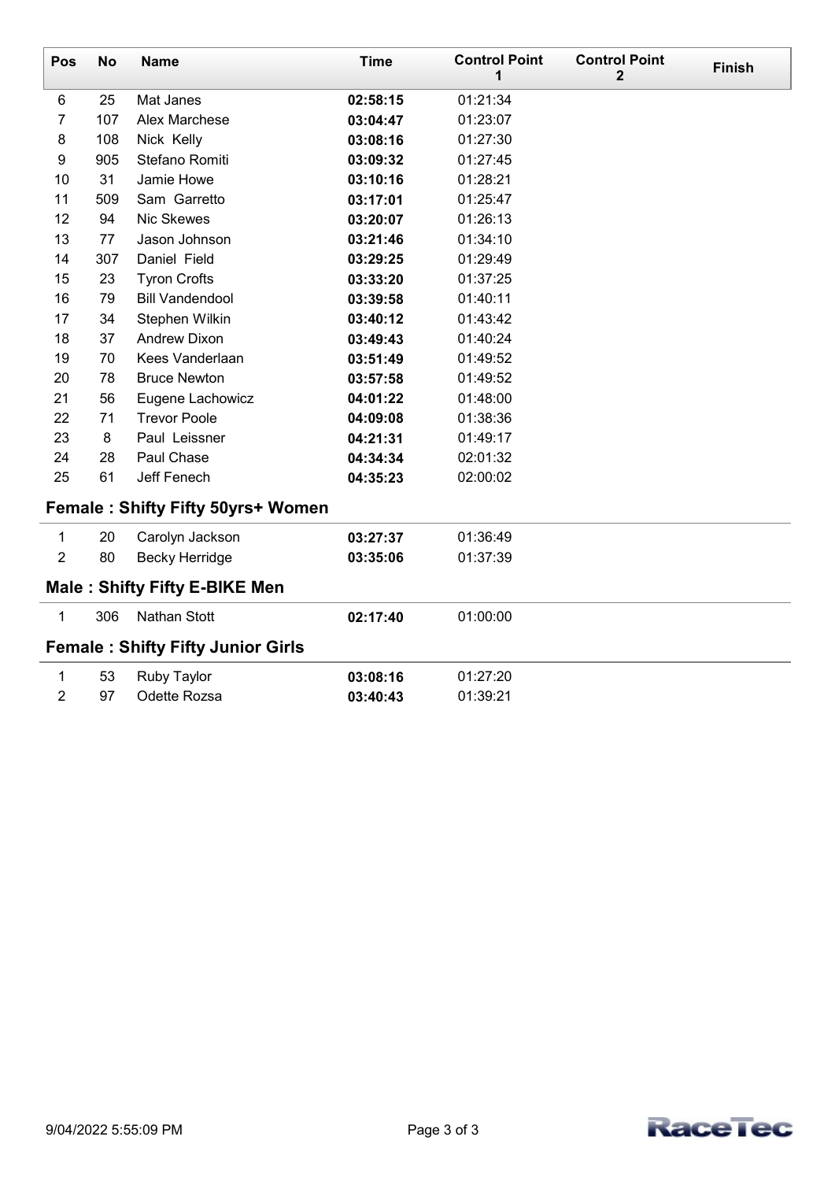| Pos | No | Name | Time | Control Point 1 | Control Point 2 | Finish |
|---|---|---|---|---|---|---|
| 6 | 25 | Mat Janes | **02:58:15** | 01:21:34 | | |
| 7 | 107 | Alex Marchese | **03:04:47** | 01:23:07 | | |
| 8 | 108 | Nick Kelly | **03:08:16** | 01:27:30 | | |
| 9 | 905 | Stefano Romiti | **03:09:32** | 01:27:45 | | |
| 10 | 31 | Jamie Howe | **03:10:16** | 01:28:21 | | |
| 11 | 509 | Sam Garretto | **03:17:01** | 01:25:47 | | |
| 12 | 94 | Nic Skewes | **03:20:07** | 01:26:13 | | |
| 13 | 77 | Jason Johnson | **03:21:46** | 01:34:10 | | |
| 14 | 307 | Daniel Field | **03:29:25** | 01:29:49 | | |
| 15 | 23 | Tyron Crofts | **03:33:20** | 01:37:25 | | |
| 16 | 79 | Bill Vandendool | **03:39:58** | 01:40:11 | | |
| 17 | 34 | Stephen Wilkin | **03:40:12** | 01:43:42 | | |
| 18 | 37 | Andrew Dixon | **03:49:43** | 01:40:24 | | |
| 19 | 70 | Kees Vanderlaan | **03:51:49** | 01:49:52 | | |
| 20 | 78 | Bruce Newton | **03:57:58** | 01:49:52 | | |
| 21 | 56 | Eugene Lachowicz | **04:01:22** | 01:48:00 | | |
| 22 | 71 | Trevor Poole | **04:09:08** | 01:38:36 | | |
| 23 | 8 | Paul Leissner | **04:21:31** | 01:49:17 | | |
| 24 | 28 | Paul Chase | **04:34:34** | 02:01:32 | | |
| 25 | 61 | Jeff Fenech | **04:35:23** | 02:00:02 | | |

## Female : Shifty Fifty 50yrs+ Women

| Pos | No | Name | Time | Control Point 1 | Control Point 2 | Finish |
|---|---|---|---|---|---|---|
| 1 | 20 | Carolyn Jackson | **03:27:37** | 01:36:49 | | |
| 2 | 80 | Becky Herridge | **03:35:06** | 01:37:39 | | |

## Male : Shifty Fifty E-BIKE Men

| Pos | No | Name | Time | Control Point 1 | Control Point 2 | Finish |
|---|---|---|---|---|---|---|
| 1 | 306 | Nathan Stott | **02:17:40** | 01:00:00 | | |

## Female : Shifty Fifty Junior Girls

| Pos | No | Name | Time | Control Point 1 | Control Point 2 | Finish |
|---|---|---|---|---|---|---|
| 1 | 53 | Ruby Taylor | **03:08:16** | 01:27:20 | | |
| 2 | 97 | Odette Rozsa | **03:40:43** | 01:39:21 | | |

9/04/2022 5:55:09 PM

RaceTec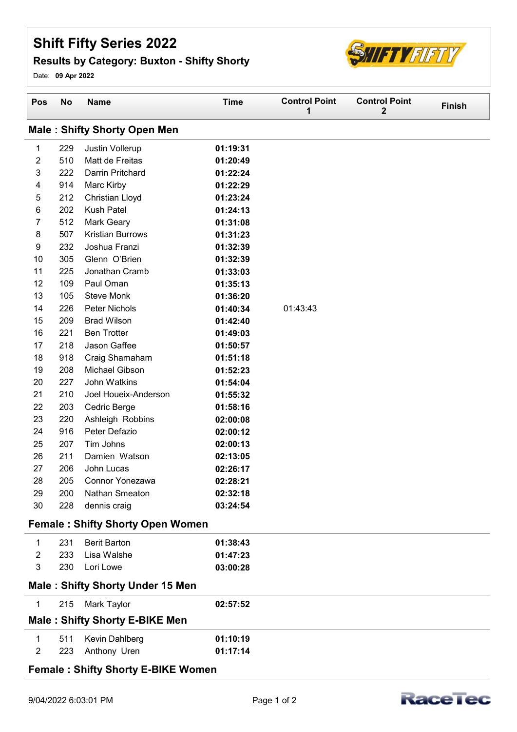# Shift Fifty Series 2022

## Results by Category: Buxton - Shifty Shorty

Date: **09 Apr 2022**

| Pos | No | Name | Time | Control Point 1 | Control Point 2 | Finish |
|---|---|---|---|---|---|---|
| **Male : Shifty Shorty Open Men** | | | | | | |
| 1 | 229 | Justin Vollerup | **01:19:31** | | | |
| 2 | 510 | Matt de Freitas | **01:20:49** | | | |
| 3 | 222 | Darrin Pritchard | **01:22:24** | | | |
| 4 | 914 | Marc Kirby | **01:22:29** | | | |
| 5 | 212 | Christian Lloyd | **01:23:24** | | | |
| 6 | 202 | Kush Patel | **01:24:13** | | | |
| 7 | 512 | Mark Geary | **01:31:08** | | | |
| 8 | 507 | Kristian Burrows | **01:31:23** | | | |
| 9 | 232 | Joshua Franzi | **01:32:39** | | | |
| 10 | 305 | Glenn O'Brien | **01:32:39** | | | |
| 11 | 225 | Jonathan Cramb | **01:33:03** | | | |
| 12 | 109 | Paul Oman | **01:35:13** | | | |
| 13 | 105 | Steve Monk | **01:36:20** | | | |
| 14 | 226 | Peter Nichols | **01:40:34** | 01:43:43 | | |
| 15 | 209 | Brad Wilson | **01:42:40** | | | |
| 16 | 221 | Ben Trotter | **01:49:03** | | | |
| 17 | 218 | Jason Gaffee | **01:50:57** | | | |
| 18 | 918 | Craig Shamaham | **01:51:18** | | | |
| 19 | 208 | Michael Gibson | **01:52:23** | | | |
| 20 | 227 | John Watkins | **01:54:04** | | | |
| 21 | 210 | Joel Houeix-Anderson | **01:55:32** | | | |
| 22 | 203 | Cedric Berge | **01:58:16** | | | |
| 23 | 220 | Ashleigh Robbins | **02:00:08** | | | |
| 24 | 916 | Peter Defazio | **02:00:12** | | | |
| 25 | 207 | Tim Johns | **02:00:13** | | | |
| 26 | 211 | Damien Watson | **02:13:05** | | | |
| 27 | 206 | John Lucas | **02:26:17** | | | |
| 28 | 205 | Connor Yonezawa | **02:28:21** | | | |
| 29 | 200 | Nathan Smeaton | **02:32:18** | | | |
| 30 | 228 | dennis craig | **03:24:54** | | | |
| **Female : Shifty Shorty Open Women** | | | | | | |
| 1 | 231 | Berit Barton | **01:38:43** | | | |
| 2 | 233 | Lisa Walshe | **01:47:23** | | | |
| 3 | 230 | Lori Lowe | **03:00:28** | | | |
| **Male : Shifty Shorty Under 15 Men** | | | | | | |
| 1 | 215 | Mark Taylor | **02:57:52** | | | |
| **Male : Shifty Shorty E-BIKE Men** | | | | | | |
| 1 | 511 | Kevin Dahlberg | **01:10:19** | | | |
| 2 | 223 | Anthony Uren | **01:17:14** | | | |
| **Female : Shifty Shorty E-BIKE Women** | | | | | | |

9/04/2022 6:03:01 PM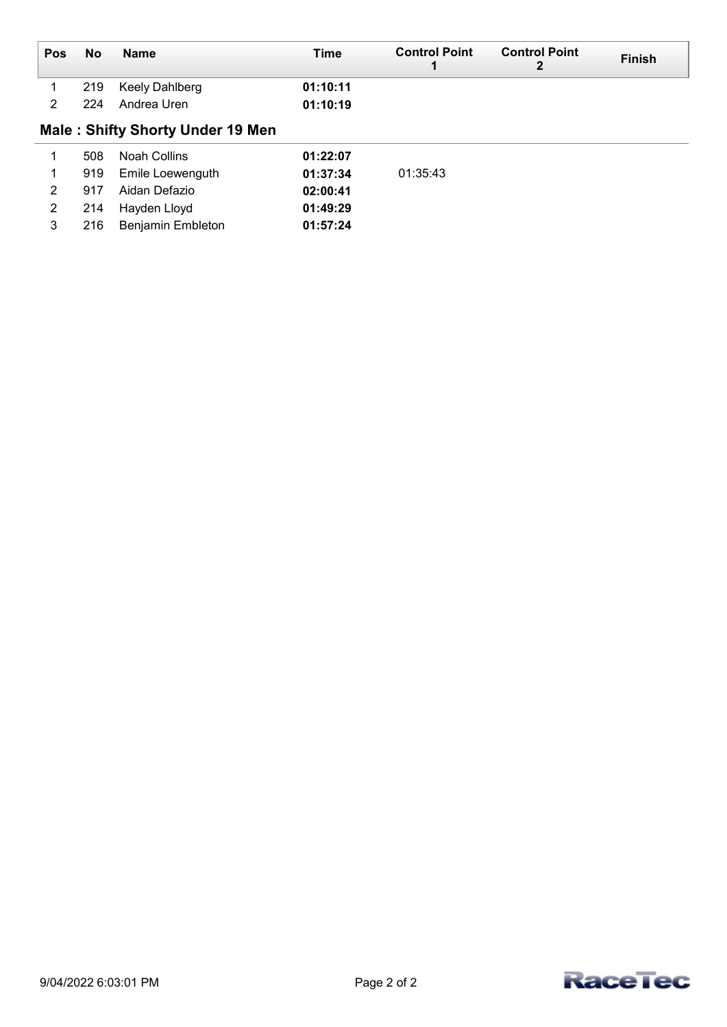| Pos | No | Name | Time | Control Point 1 | Control Point 2 | Finish |
|---|---|---|---|---|---|---|
| 1 | 219 | Keely Dahlberg | **01:10:11** | | | |
| 2 | 224 | Andrea Uren | **01:10:19** | | | |

## Male : Shifty Shorty Under 19 Men

| Pos | No | Name | Time | Control Point 1 | Control Point 2 | Finish |
|---|---|---|---|---|---|---|
| 1 | 508 | Noah Collins | **01:22:07** | | | |
| 1 | 919 | Emile Loewenguth | **01:37:34** | 01:35:43 | | |
| 2 | 917 | Aidan Defazio | **02:00:41** | | | |
| 2 | 214 | Hayden Lloyd | **01:49:29** | | | |
| 3 | 216 | Benjamin Embleton | **01:57:24** | | | |

9/04/2022 6:03:01 PM

RaceTec